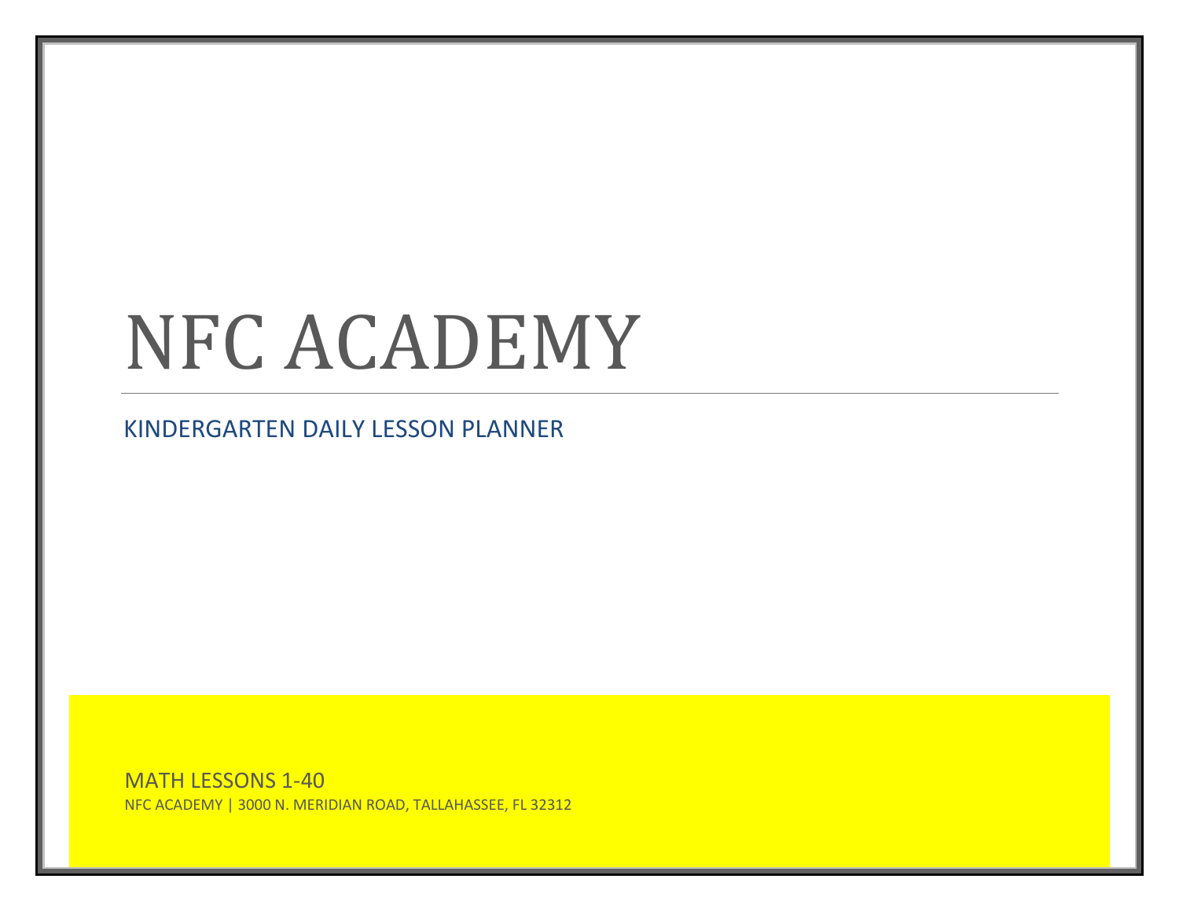# NFC ACADEMY

KINDERGARTEN DAILY LESSON PLANNER

MATH LESSONS 1-40

NFC ACADEMY | 3000 N. MERIDIAN ROAD, TALLAHASSEE, FL 32312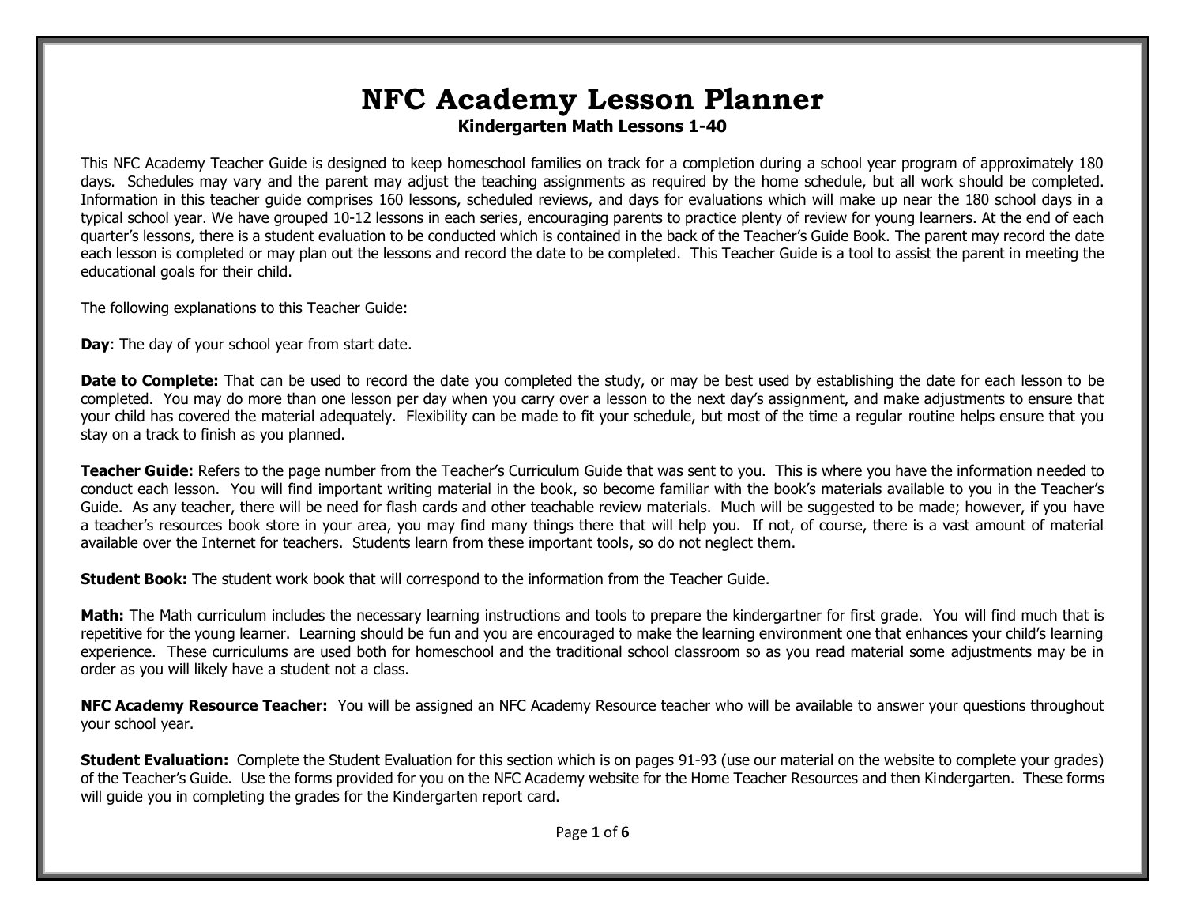# NFC Academy Lesson Planner

**Kindergarten Math Lessons 1-40**

This NFC Academy Teacher Guide is designed to keep homeschool families on track for a completion during a school year program of approximately 180 days. Schedules may vary and the parent may adjust the teaching assignments as required by the home schedule, but all work should be completed. Information in this teacher guide comprises 160 lessons, scheduled reviews, and days for evaluations which will make up near the 180 school days in a typical school year. We have grouped 10-12 lessons in each series, encouraging parents to practice plenty of review for young learners. At the end of each quarter's lessons, there is a student evaluation to be conducted which is contained in the back of the Teacher's Guide Book. The parent may record the date each lesson is completed or may plan out the lessons and record the date to be completed. This Teacher Guide is a tool to assist the parent in meeting the educational goals for their child.

The following explanations to this Teacher Guide:

**Day**: The day of your school year from start date.

**Date to Complete:** That can be used to record the date you completed the study, or may be best used by establishing the date for each lesson to be completed. You may do more than one lesson per day when you carry over a lesson to the next day's assignment, and make adjustments to ensure that your child has covered the material adequately. Flexibility can be made to fit your schedule, but most of the time a regular routine helps ensure that you stay on a track to finish as you planned.

**Teacher Guide:** Refers to the page number from the Teacher's Curriculum Guide that was sent to you. This is where you have the information needed to conduct each lesson. You will find important writing material in the book, so become familiar with the book's materials available to you in the Teacher's Guide. As any teacher, there will be need for flash cards and other teachable review materials. Much will be suggested to be made; however, if you have a teacher's resources book store in your area, you may find many things there that will help you. If not, of course, there is a vast amount of material available over the Internet for teachers. Students learn from these important tools, so do not neglect them.

**Student Book:** The student work book that will correspond to the information from the Teacher Guide.

**Math:** The Math curriculum includes the necessary learning instructions and tools to prepare the kindergartner for first grade. You will find much that is repetitive for the young learner. Learning should be fun and you are encouraged to make the learning environment one that enhances your child's learning experience. These curriculums are used both for homeschool and the traditional school classroom so as you read material some adjustments may be in order as you will likely have a student not a class.

**NFC Academy Resource Teacher:** You will be assigned an NFC Academy Resource teacher who will be available to answer your questions throughout your school year.

**Student Evaluation:** Complete the Student Evaluation for this section which is on pages 91-93 (use our material on the website to complete your grades) of the Teacher's Guide. Use the forms provided for you on the NFC Academy website for the Home Teacher Resources and then Kindergarten. These forms will guide you in completing the grades for the Kindergarten report card.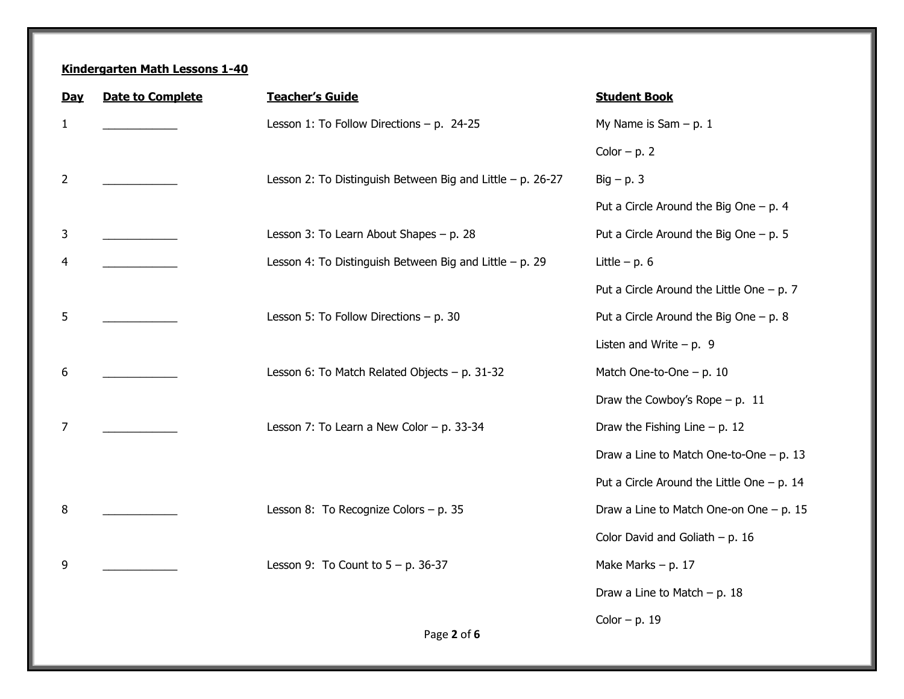**Kindergarten Math Lessons 1-40**

| Day | Date to Complete | Teacher's Guide | Student Book |
|---|---|---|---|
| 1 | ____________ | Lesson 1: To Follow Directions – p. 24-25 | My Name is Sam – p. 1 |
| | | | Color – p. 2 |
| 2 | ____________ | Lesson 2: To Distinguish Between Big and Little – p. 26-27 | Big – p. 3 |
| | | | Put a Circle Around the Big One – p. 4 |
| 3 | ____________ | Lesson 3: To Learn About Shapes – p. 28 | Put a Circle Around the Big One – p. 5 |
| 4 | ____________ | Lesson 4: To Distinguish Between Big and Little – p. 29 | Little – p. 6 |
| | | | Put a Circle Around the Little One – p. 7 |
| 5 | ____________ | Lesson 5: To Follow Directions – p. 30 | Put a Circle Around the Big One – p. 8 |
| | | | Listen and Write – p. 9 |
| 6 | ____________ | Lesson 6: To Match Related Objects – p. 31-32 | Match One-to-One – p. 10 |
| | | | Draw the Cowboy's Rope – p. 11 |
| 7 | ____________ | Lesson 7: To Learn a New Color – p. 33-34 | Draw the Fishing Line – p. 12 |
| | | | Draw a Line to Match One-to-One – p. 13 |
| | | | Put a Circle Around the Little One – p. 14 |
| 8 | ____________ | Lesson 8: To Recognize Colors – p. 35 | Draw a Line to Match One-on One – p. 15 |
| | | | Color David and Goliath – p. 16 |
| 9 | ____________ | Lesson 9: To Count to 5 – p. 36-37 | Make Marks – p. 17 |
| | | | Draw a Line to Match – p. 18 |
| | | | Color – p. 19 |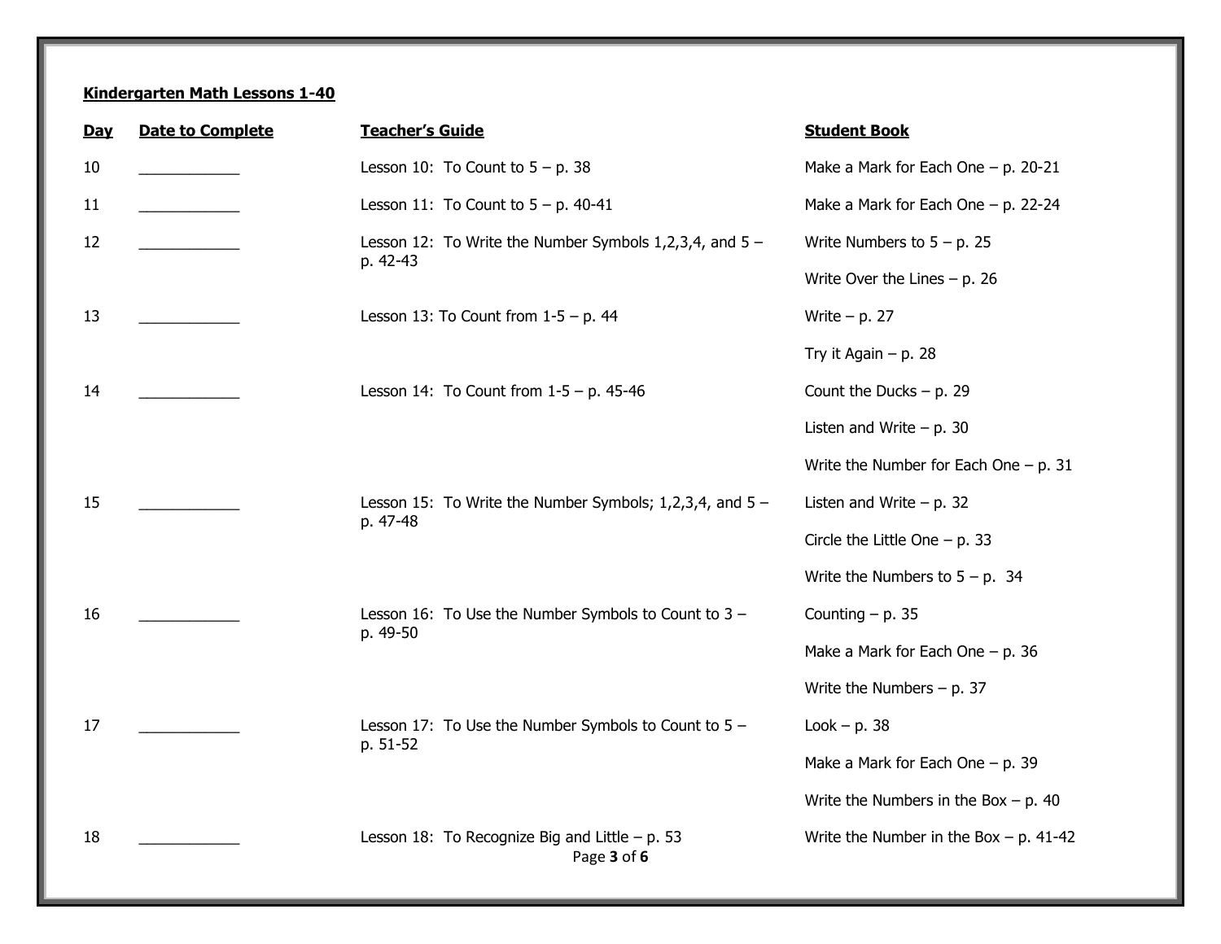**Kindergarten Math Lessons 1-40**

| Day | Date to Complete | Teacher's Guide | Student Book |
|---|---|---|---|
| 10 | ____________ | Lesson 10: To Count to 5 – p. 38 | Make a Mark for Each One – p. 20-21 |
| 11 | ____________ | Lesson 11: To Count to 5 – p. 40-41 | Make a Mark for Each One – p. 22-24 |
| 12 | ____________ | Lesson 12: To Write the Number Symbols 1,2,3,4, and 5 – p. 42-43 | Write Numbers to 5 – p. 25 |
| | | | Write Over the Lines – p. 26 |
| 13 | ____________ | Lesson 13: To Count from 1-5 – p. 44 | Write – p. 27 |
| | | | Try it Again – p. 28 |
| 14 | ____________ | Lesson 14: To Count from 1-5 – p. 45-46 | Count the Ducks – p. 29 |
| | | | Listen and Write – p. 30 |
| | | | Write the Number for Each One – p. 31 |
| 15 | ____________ | Lesson 15: To Write the Number Symbols; 1,2,3,4, and 5 – p. 47-48 | Listen and Write – p. 32 |
| | | | Circle the Little One – p. 33 |
| | | | Write the Numbers to 5 – p. 34 |
| 16 | ____________ | Lesson 16: To Use the Number Symbols to Count to 3 – p. 49-50 | Counting – p. 35 |
| | | | Make a Mark for Each One – p. 36 |
| | | | Write the Numbers – p. 37 |
| 17 | ____________ | Lesson 17: To Use the Number Symbols to Count to 5 – p. 51-52 | Look – p. 38 |
| | | | Make a Mark for Each One – p. 39 |
| | | | Write the Numbers in the Box – p. 40 |
| 18 | ____________ | Lesson 18: To Recognize Big and Little – p. 53 | Write the Number in the Box – p. 41-42 |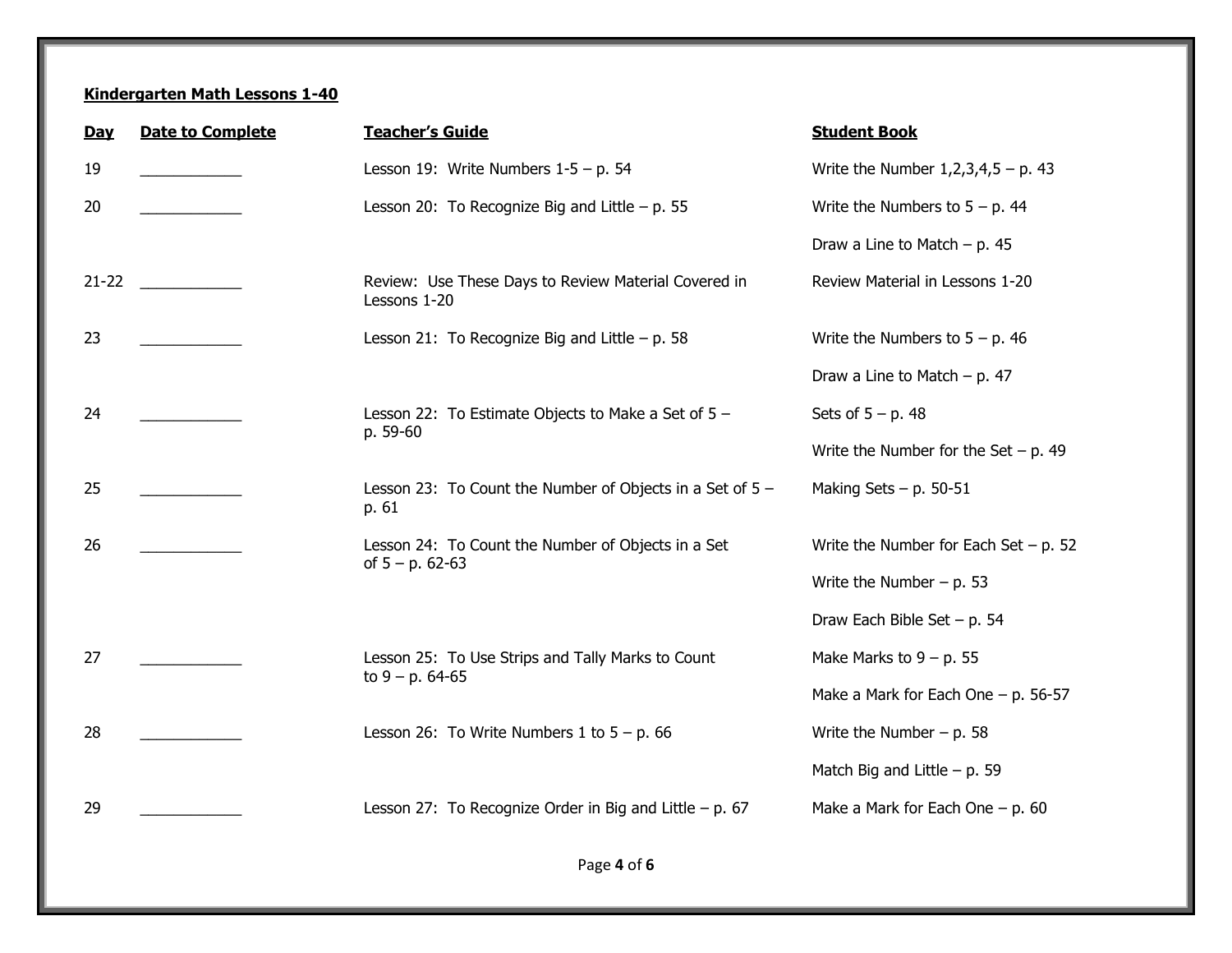**Kindergarten Math Lessons 1-40**

| Day | Date to Complete | Teacher's Guide | Student Book |
|---|---|---|---|
| 19 | ____________ | Lesson 19: Write Numbers 1-5 – p. 54 | Write the Number 1,2,3,4,5 – p. 43 |
| 20 | ____________ | Lesson 20: To Recognize Big and Little – p. 55 | Write the Numbers to 5 – p. 44 |
| | | | Draw a Line to Match – p. 45 |
| 21-22 | ____________ | Review: Use These Days to Review Material Covered in Lessons 1-20 | Review Material in Lessons 1-20 |
| 23 | ____________ | Lesson 21: To Recognize Big and Little – p. 58 | Write the Numbers to 5 – p. 46 |
| | | | Draw a Line to Match – p. 47 |
| 24 | ____________ | Lesson 22: To Estimate Objects to Make a Set of 5 – p. 59-60 | Sets of 5 – p. 48 |
| | | | Write the Number for the Set – p. 49 |
| 25 | ____________ | Lesson 23: To Count the Number of Objects in a Set of 5 – p. 61 | Making Sets – p. 50-51 |
| 26 | ____________ | Lesson 24: To Count the Number of Objects in a Set of 5 – p. 62-63 | Write the Number for Each Set – p. 52 |
| | | | Write the Number – p. 53 |
| | | | Draw Each Bible Set – p. 54 |
| 27 | ____________ | Lesson 25: To Use Strips and Tally Marks to Count to 9 – p. 64-65 | Make Marks to 9 – p. 55 |
| | | | Make a Mark for Each One – p. 56-57 |
| 28 | ____________ | Lesson 26: To Write Numbers 1 to 5 – p. 66 | Write the Number – p. 58 |
| | | | Match Big and Little – p. 59 |
| 29 | ____________ | Lesson 27: To Recognize Order in Big and Little – p. 67 | Make a Mark for Each One – p. 60 |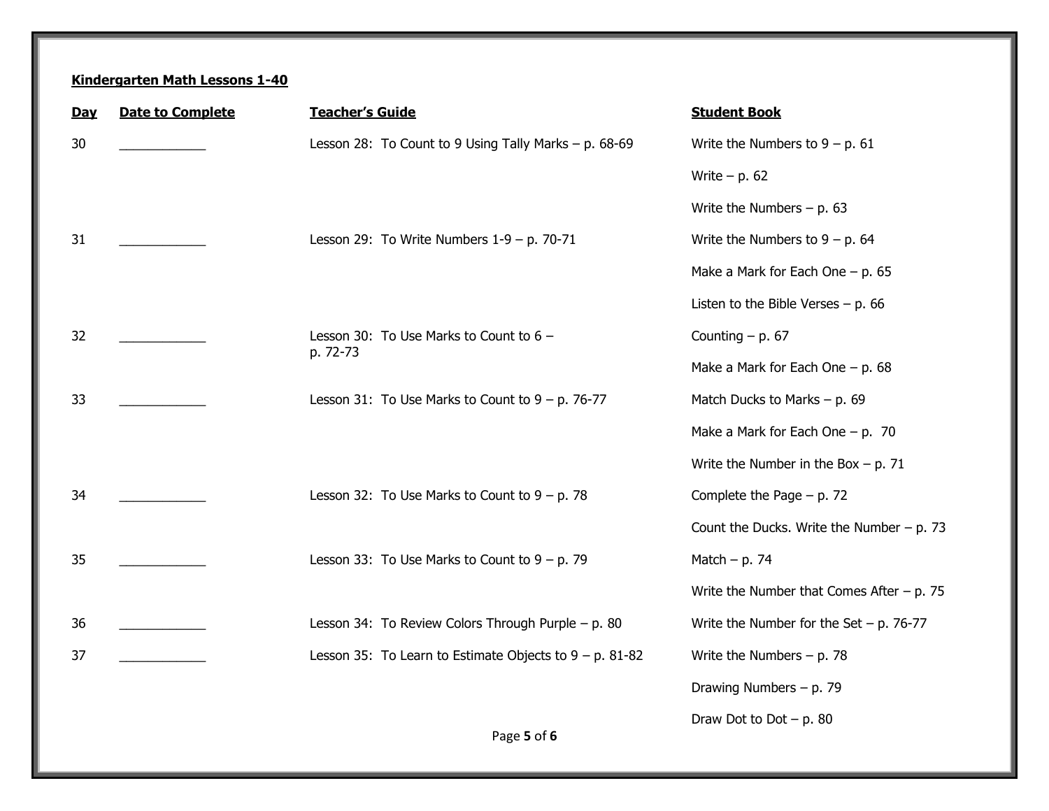**Kindergarten Math Lessons 1-40**

| Day | Date to Complete | Teacher's Guide | Student Book |
|---|---|---|---|
| 30 | ____________ | Lesson 28: To Count to 9 Using Tally Marks – p. 68-69 | Write the Numbers to 9 – p. 61 |
| | | | Write – p. 62 |
| | | | Write the Numbers – p. 63 |
| 31 | ____________ | Lesson 29: To Write Numbers 1-9 – p. 70-71 | Write the Numbers to 9 – p. 64 |
| | | | Make a Mark for Each One – p. 65 |
| | | | Listen to the Bible Verses – p. 66 |
| 32 | ____________ | Lesson 30: To Use Marks to Count to 6 – p. 72-73 | Counting – p. 67 |
| | | | Make a Mark for Each One – p. 68 |
| 33 | ____________ | Lesson 31: To Use Marks to Count to 9 – p. 76-77 | Match Ducks to Marks – p. 69 |
| | | | Make a Mark for Each One – p. 70 |
| | | | Write the Number in the Box – p. 71 |
| 34 | ____________ | Lesson 32: To Use Marks to Count to 9 – p. 78 | Complete the Page – p. 72 |
| | | | Count the Ducks. Write the Number – p. 73 |
| 35 | ____________ | Lesson 33: To Use Marks to Count to 9 – p. 79 | Match – p. 74 |
| | | | Write the Number that Comes After – p. 75 |
| 36 | ____________ | Lesson 34: To Review Colors Through Purple – p. 80 | Write the Number for the Set – p. 76-77 |
| 37 | ____________ | Lesson 35: To Learn to Estimate Objects to 9 – p. 81-82 | Write the Numbers – p. 78 |
| | | | Drawing Numbers – p. 79 |
| | | | Draw Dot to Dot – p. 80 |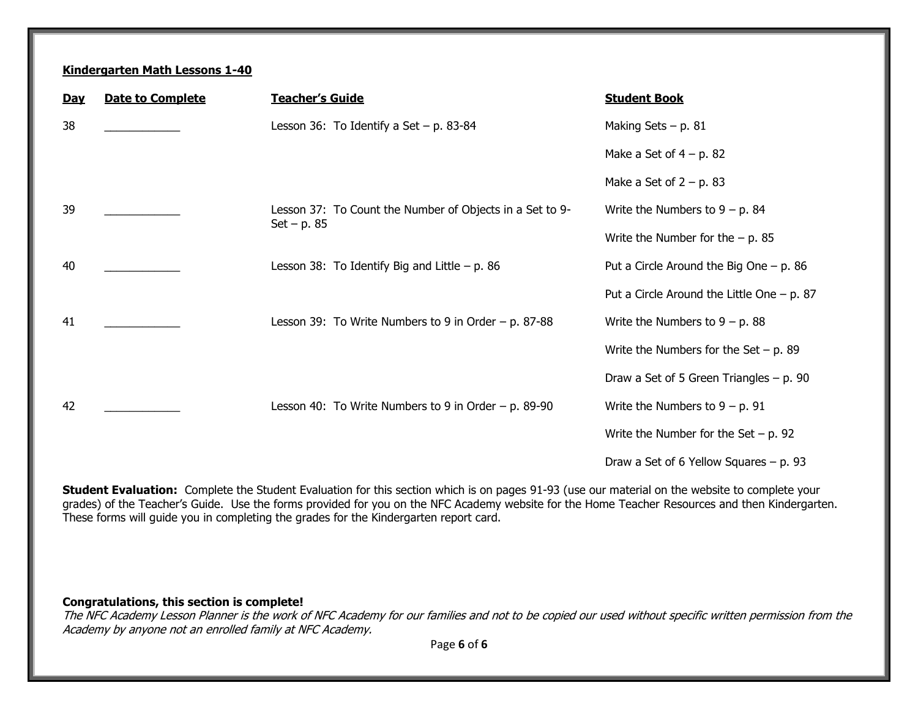**Kindergarten Math Lessons 1-40**

| Day | Date to Complete | Teacher's Guide | Student Book |
|---|---|---|---|
| 38 | ___________ | Lesson 36: To Identify a Set – p. 83-84 | Making Sets – p. 81 |
| | | | Make a Set of 4 – p. 82 |
| | | | Make a Set of 2 – p. 83 |
| 39 | ___________ | Lesson 37: To Count the Number of Objects in a Set to 9-Set – p. 85 | Write the Numbers to 9 – p. 84 |
| | | | Write the Number for the – p. 85 |
| 40 | ___________ | Lesson 38: To Identify Big and Little – p. 86 | Put a Circle Around the Big One – p. 86 |
| | | | Put a Circle Around the Little One – p. 87 |
| 41 | ___________ | Lesson 39: To Write Numbers to 9 in Order – p. 87-88 | Write the Numbers to 9 – p. 88 |
| | | | Write the Numbers for the Set – p. 89 |
| | | | Draw a Set of 5 Green Triangles – p. 90 |
| 42 | ___________ | Lesson 40: To Write Numbers to 9 in Order – p. 89-90 | Write the Numbers to 9 – p. 91 |
| | | | Write the Number for the Set – p. 92 |
| | | | Draw a Set of 6 Yellow Squares – p. 93 |

**Student Evaluation:** Complete the Student Evaluation for this section which is on pages 91-93 (use our material on the website to complete your grades) of the Teacher's Guide. Use the forms provided for you on the NFC Academy website for the Home Teacher Resources and then Kindergarten. These forms will guide you in completing the grades for the Kindergarten report card.

**Congratulations, this section is complete!**

*The NFC Academy Lesson Planner is the work of NFC Academy for our families and not to be copied our used without specific written permission from the Academy by anyone not an enrolled family at NFC Academy.*